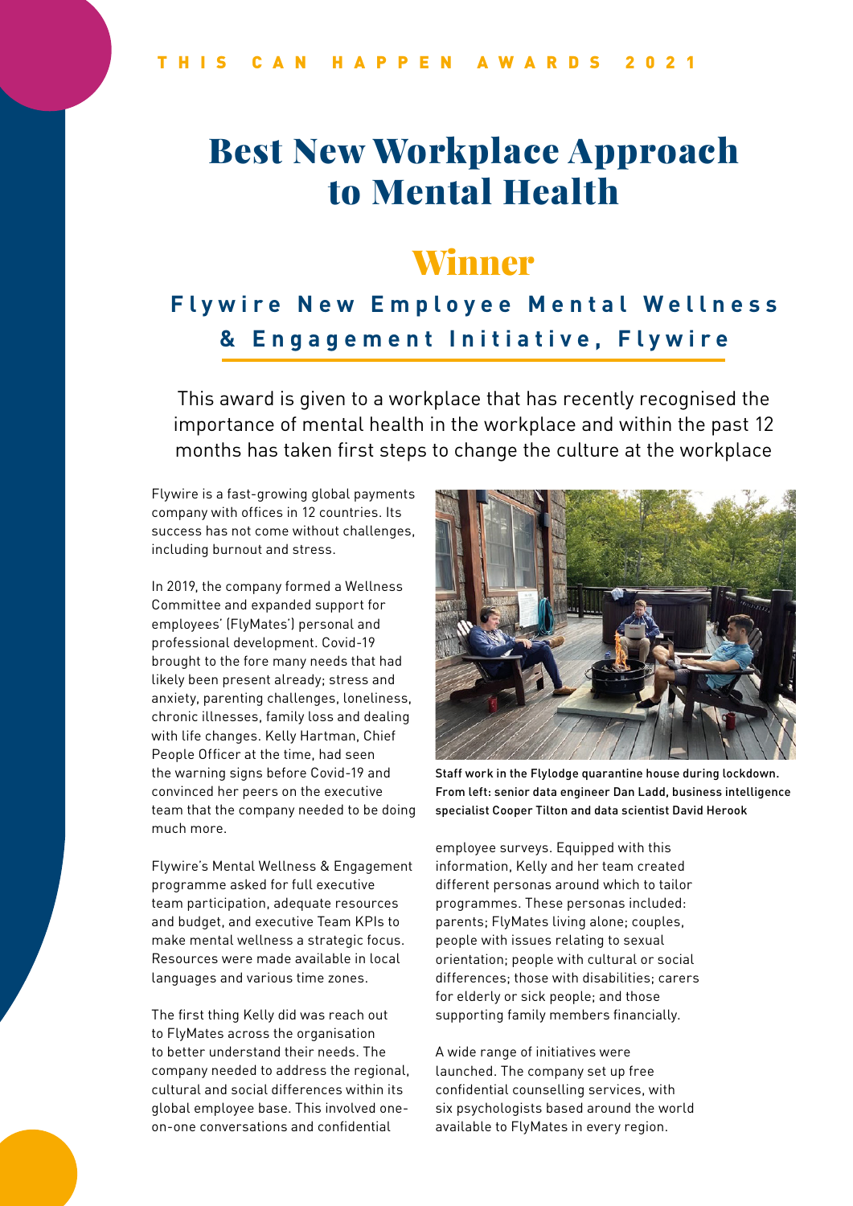THIS CAN HAPPEN AWARDS 2021

# Best New Workplace Approach to Mental Health

## Winner

### Flywire New Employee Mental Wellness & Engagement Initiative, Flywire

This award is given to a workplace that has recently recognised the importance of mental health in the workplace and within the past 12 months has taken first steps to change the culture at the workplace

Flywire is a fast-growing global payments company with offices in 12 countries. Its success has not come without challenges, including burnout and stress.

In 2019, the company formed a Wellness Committee and expanded support for employees' (FlyMates') personal and professional development. Covid-19 brought to the fore many needs that had likely been present already; stress and anxiety, parenting challenges, loneliness, chronic illnesses, family loss and dealing with life changes. Kelly Hartman, Chief People Officer at the time, had seen the warning signs before Covid-19 and convinced her peers on the executive team that the company needed to be doing much more.

Flywire's Mental Wellness & Engagement programme asked for full executive team participation, adequate resources and budget, and executive Team KPIs to make mental wellness a strategic focus. Resources were made available in local languages and various time zones.

The first thing Kelly did was reach out to FlyMates across the organisation to better understand their needs. The company needed to address the regional, cultural and social differences within its global employee base. This involved one-on-one conversations and confidential employee surveys. Equipped with this information, Kelly and her team created different personas around which to tailor programmes. These personas included: parents; FlyMates living alone; couples, people with issues relating to sexual orientation; people with cultural or social differences; those with disabilities; carers for elderly or sick people; and those supporting family members financially.

Staff work in the Flylodge quarantine house during lockdown. From left: senior data engineer Dan Ladd, business intelligence specialist Cooper Tilton and data scientist David Herook

A wide range of initiatives were launched. The company set up free confidential counselling services, with six psychologists based around the world available to FlyMates in every region.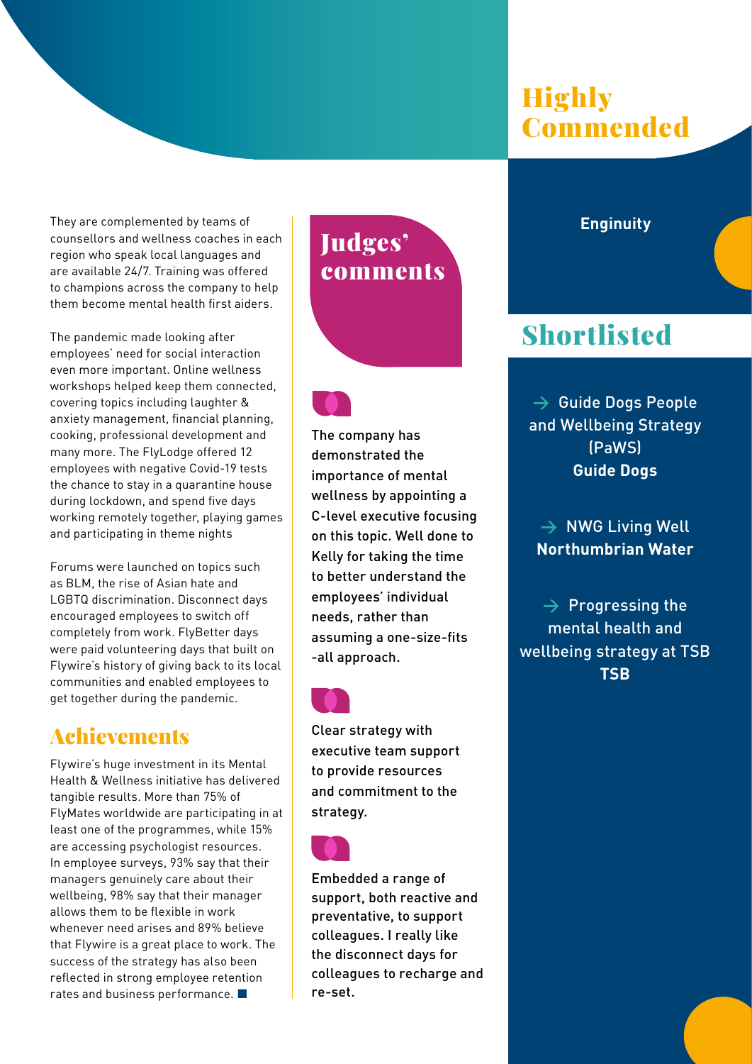They are complemented by teams of counsellors and wellness coaches in each region who speak local languages and are available 24/7. Training was offered to champions across the company to help them become mental health first aiders.

The pandemic made looking after employees' need for social interaction even more important. Online wellness workshops helped keep them connected, covering topics including laughter & anxiety management, financial planning, cooking, professional development and many more. The FlyLodge offered 12 employees with negative Covid-19 tests the chance to stay in a quarantine house during lockdown, and spend five days working remotely together, playing games and participating in theme nights

Forums were launched on topics such as BLM, the rise of Asian hate and LGBTQ discrimination. Disconnect days encouraged employees to switch off completely from work. FlyBetter days were paid volunteering days that built on Flywire's history of giving back to its local communities and enabled employees to get together during the pandemic.

## Achievements

Flywire's huge investment in its Mental Health & Wellness initiative has delivered tangible results. More than 75% of FlyMates worldwide are participating in at least one of the programmes, while 15% are accessing psychologist resources. In employee surveys, 93% say that their managers genuinely care about their wellbeing, 98% say that their manager allows them to be flexible in work whenever need arises and 89% believe that Flywire is a great place to work. The success of the strategy has also been reflected in strong employee retention rates and business performance. ■

## Judges' comments

The company has demonstrated the importance of mental wellness by appointing a C-level executive focusing on this topic. Well done to Kelly for taking the time to better understand the employees' individual needs, rather than assuming a one-size-fits -all approach.

Clear strategy with executive team support to provide resources and commitment to the strategy.

Embedded a range of support, both reactive and preventative, to support colleagues. I really like the disconnect days for colleagues to recharge and re-set.

## Highly Commended

**Enginuity**

## Shortlisted

→ Guide Dogs People and Wellbeing Strategy (PaWS)
**Guide Dogs**

→ NWG Living Well
**Northumbrian Water**

→ Progressing the mental health and wellbeing strategy at TSB
**TSB**